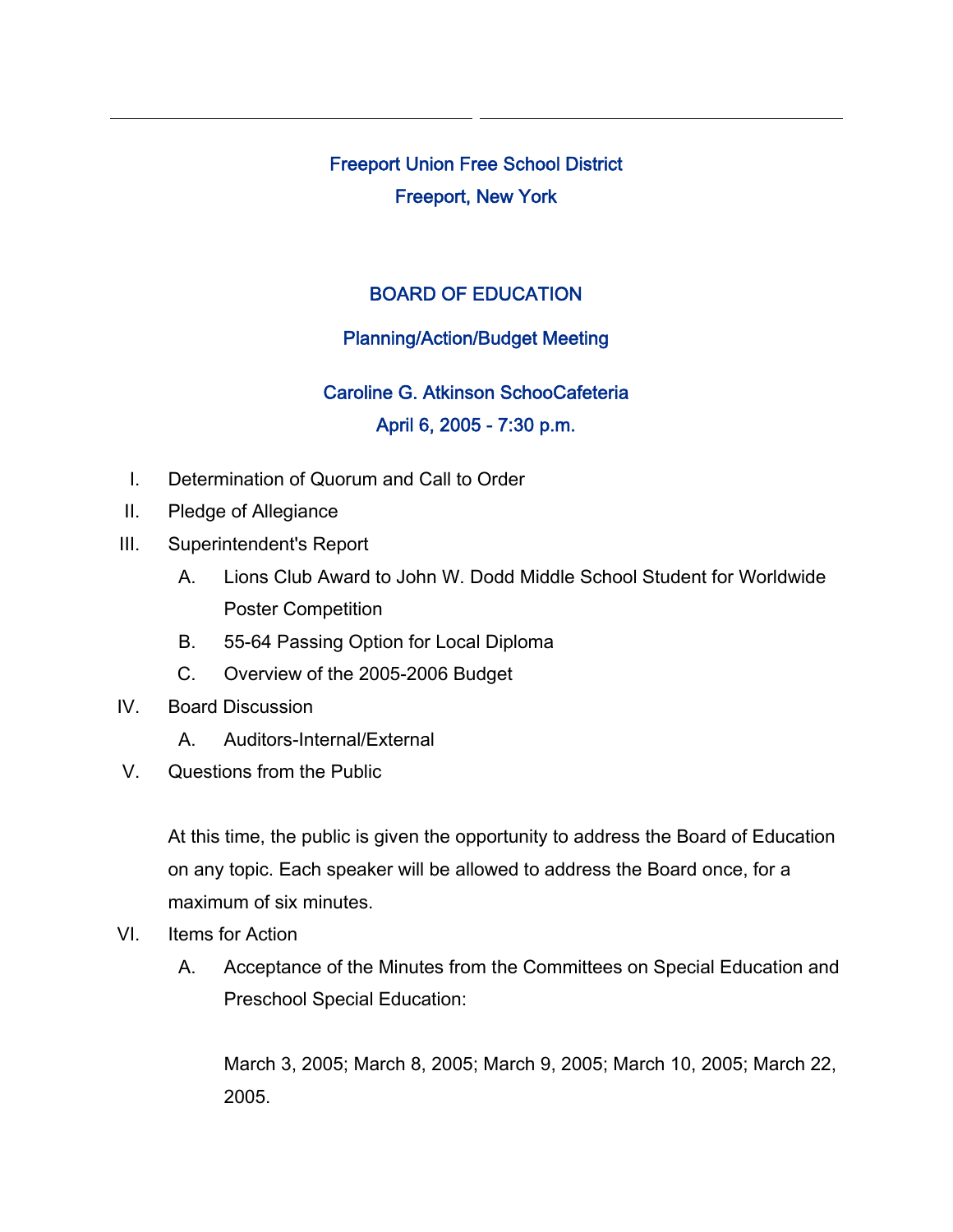# Freeport Union Free School District

# Freeport, New York

## BOARD OF EDUCATION

## Planning/Action/Budget Meeting

## Caroline G. Atkinson SchooCafeteria

## April 6, 2005 - 7:30 p.m.

I. Determination of Quorum and Call to Order

II. Pledge of Allegiance

III. Superintendent's Report

   A. Lions Club Award to John W. Dodd Middle School Student for Worldwide Poster Competition

   B. 55-64 Passing Option for Local Diploma

   C. Overview of the 2005-2006 Budget

IV. Board Discussion

   A. Auditors-Internal/External

V. Questions from the Public

   At this time, the public is given the opportunity to address the Board of Education on any topic. Each speaker will be allowed to address the Board once, for a maximum of six minutes.

VI. Items for Action

   A. Acceptance of the Minutes from the Committees on Special Education and Preschool Special Education:

      March 3, 2005; March 8, 2005; March 9, 2005; March 10, 2005; March 22, 2005.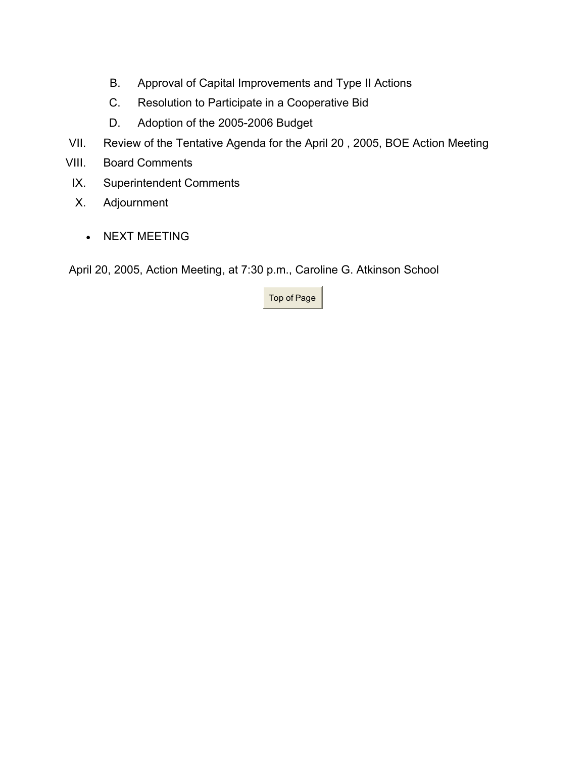B. Approval of Capital Improvements and Type II Actions

C. Resolution to Participate in a Cooperative Bid

D. Adoption of the 2005-2006 Budget

VII. Review of the Tentative Agenda for the April 20 , 2005, BOE Action Meeting

VIII. Board Comments

IX. Superintendent Comments

X. Adjournment

- NEXT MEETING

April 20, 2005, Action Meeting, at 7:30 p.m., Caroline G. Atkinson School

Top of Page